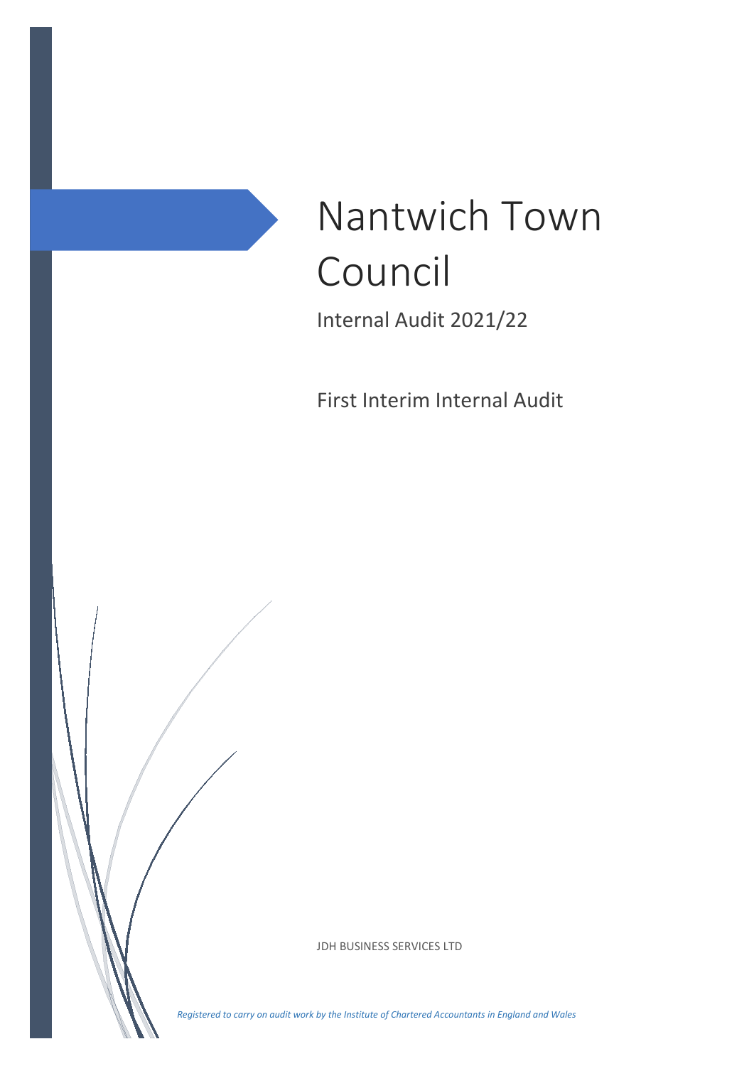# Nantwich Town Council

## Internal Audit 2021/22

## First Interim Internal Audit

JDH BUSINESS SERVICES LTD

*Registered to carry on audit work by the Institute of Chartered Accountants in England and Wales*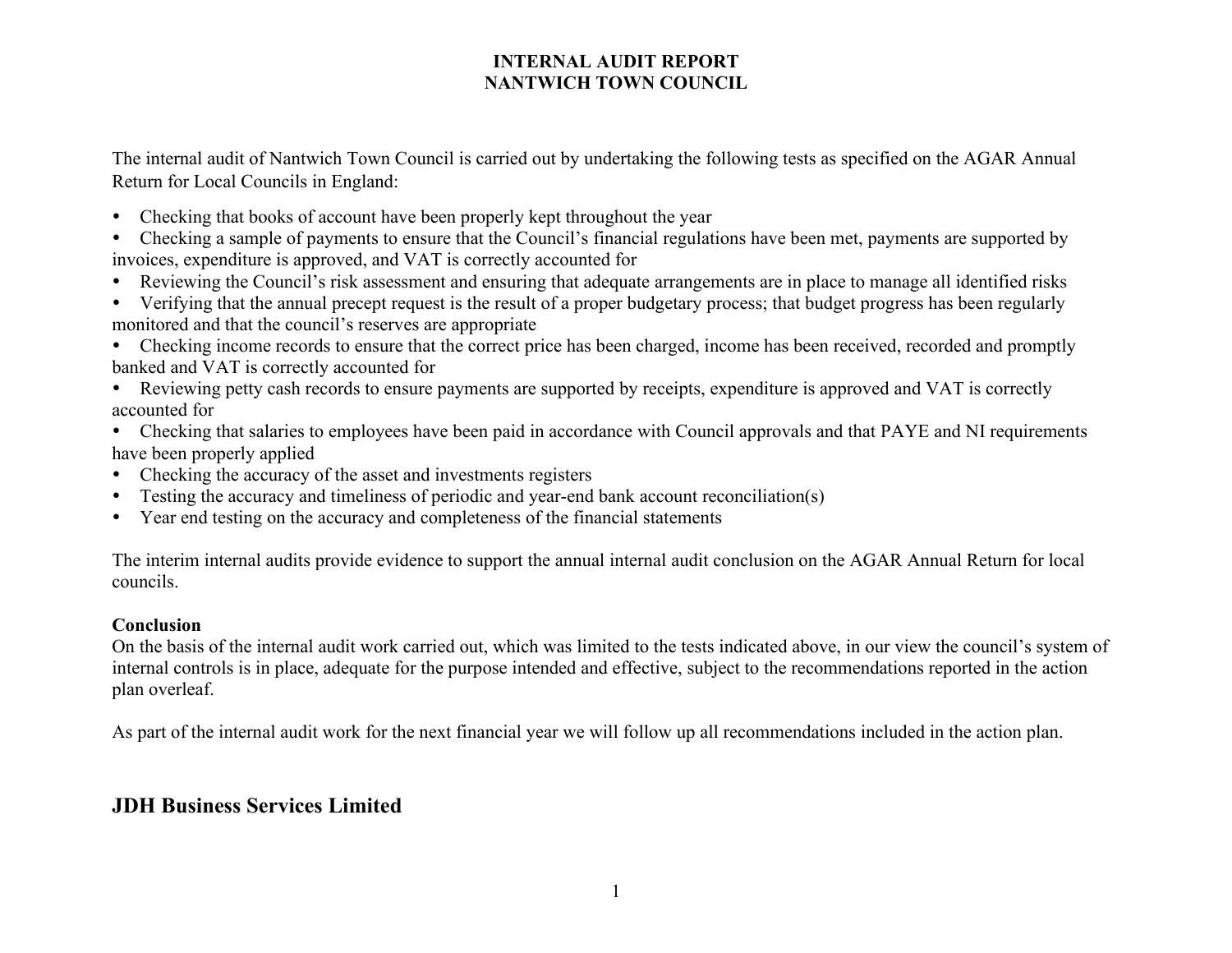# INTERNAL AUDIT REPORT
# NANTWICH TOWN COUNCIL

The internal audit of Nantwich Town Council is carried out by undertaking the following tests as specified on the AGAR Annual Return for Local Councils in England:

- Checking that books of account have been properly kept throughout the year
- Checking a sample of payments to ensure that the Council's financial regulations have been met, payments are supported by invoices, expenditure is approved, and VAT is correctly accounted for
- Reviewing the Council's risk assessment and ensuring that adequate arrangements are in place to manage all identified risks
- Verifying that the annual precept request is the result of a proper budgetary process; that budget progress has been regularly monitored and that the council's reserves are appropriate
- Checking income records to ensure that the correct price has been charged, income has been received, recorded and promptly banked and VAT is correctly accounted for
- Reviewing petty cash records to ensure payments are supported by receipts, expenditure is approved and VAT is correctly accounted for
- Checking that salaries to employees have been paid in accordance with Council approvals and that PAYE and NI requirements have been properly applied
- Checking the accuracy of the asset and investments registers
- Testing the accuracy and timeliness of periodic and year-end bank account reconciliation(s)
- Year end testing on the accuracy and completeness of the financial statements

The interim internal audits provide evidence to support the annual internal audit conclusion on the AGAR Annual Return for local councils.

**Conclusion**
On the basis of the internal audit work carried out, which was limited to the tests indicated above, in our view the council's system of internal controls is in place, adequate for the purpose intended and effective, subject to the recommendations reported in the action plan overleaf.

As part of the internal audit work for the next financial year we will follow up all recommendations included in the action plan.

## JDH Business Services Limited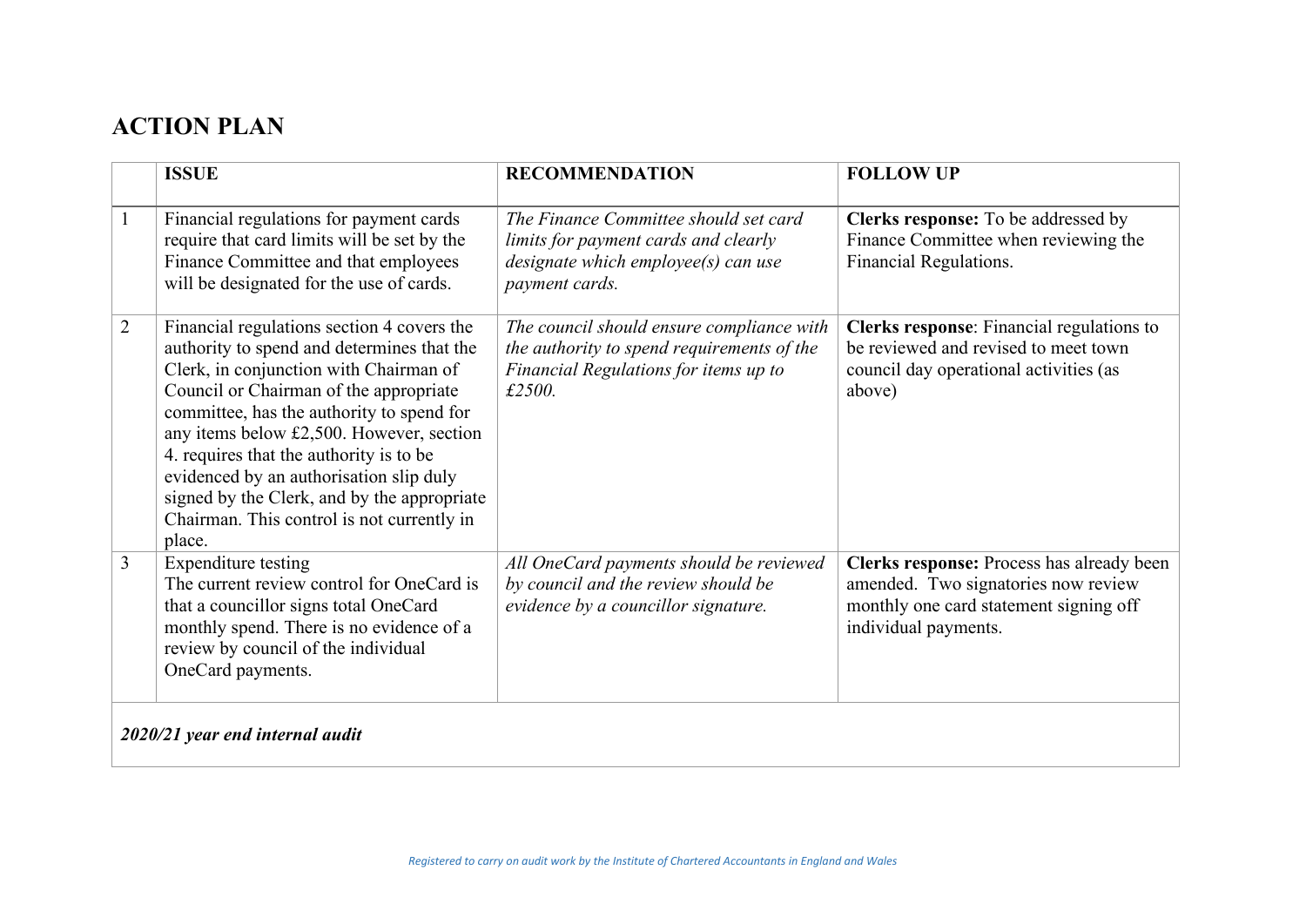# ACTION PLAN

| | ISSUE | RECOMMENDATION | FOLLOW UP |
|---|---|---|---|
| 1 | Financial regulations for payment cards require that card limits will be set by the Finance Committee and that employees will be designated for the use of cards. | *The Finance Committee should set card limits for payment cards and clearly designate which employee(s) can use payment cards.* | **Clerks response:** To be addressed by Finance Committee when reviewing the Financial Regulations. |
| 2 | Financial regulations section 4 covers the authority to spend and determines that the Clerk, in conjunction with Chairman of Council or Chairman of the appropriate committee, has the authority to spend for any items below £2,500. However, section 4. requires that the authority is to be evidenced by an authorisation slip duly signed by the Clerk, and by the appropriate Chairman. This control is not currently in place. | *The council should ensure compliance with the authority to spend requirements of the Financial Regulations for items up to £2500.* | **Clerks response**: Financial regulations to be reviewed and revised to meet town council day operational activities (as above) |
| 3 | Expenditure testing<br>The current review control for OneCard is that a councillor signs total OneCard monthly spend. There is no evidence of a review by council of the individual OneCard payments. | *All OneCard payments should be reviewed by council and the review should be evidence by a councillor signature.* | **Clerks response:** Process has already been amended. Two signatories now review monthly one card statement signing off individual payments. |
| ***2020/21 year end internal audit*** | | | |

*Registered to carry on audit work by the Institute of Chartered Accountants in England and Wales*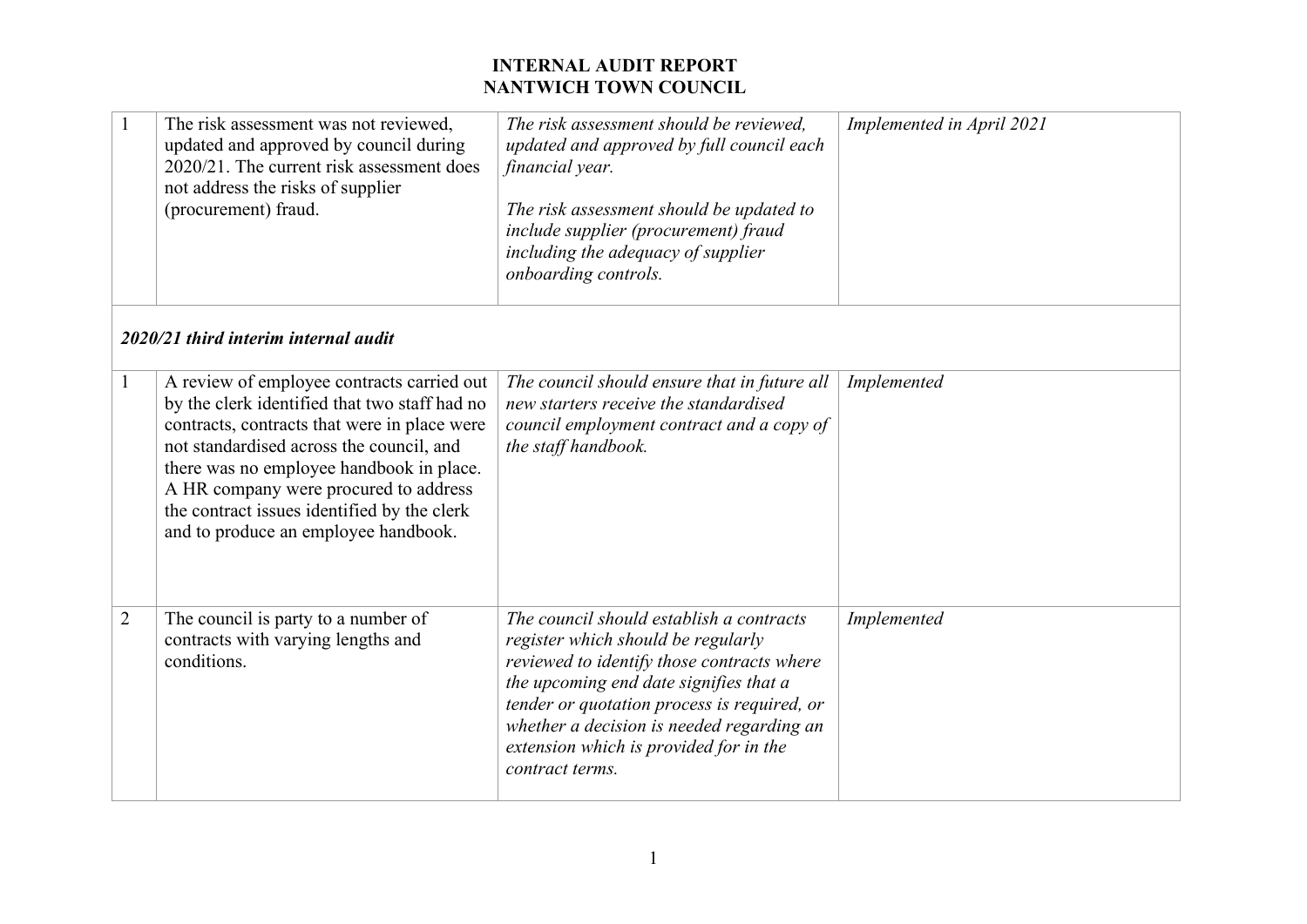# INTERNAL AUDIT REPORT
# NANTWICH TOWN COUNCIL

| | | | |
|---|---|---|---|
| 1 | The risk assessment was not reviewed, updated and approved by council during 2020/21. The current risk assessment does not address the risks of supplier (procurement) fraud. | *The risk assessment should be reviewed, updated and approved by full council each financial year.*<br><br>*The risk assessment should be updated to include supplier (procurement) fraud including the adequacy of supplier onboarding controls.* | *Implemented in April 2021* |
| ***2020/21 third interim internal audit*** | | | |
| 1 | A review of employee contracts carried out by the clerk identified that two staff had no contracts, contracts that were in place were not standardised across the council, and there was no employee handbook in place. A HR company were procured to address the contract issues identified by the clerk and to produce an employee handbook. | *The council should ensure that in future all new starters receive the standardised council employment contract and a copy of the staff handbook.* | *Implemented* |
| 2 | The council is party to a number of contracts with varying lengths and conditions. | *The council should establish a contracts register which should be regularly reviewed to identify those contracts where the upcoming end date signifies that a tender or quotation process is required, or whether a decision is needed regarding an extension which is provided for in the contract terms.* | *Implemented* |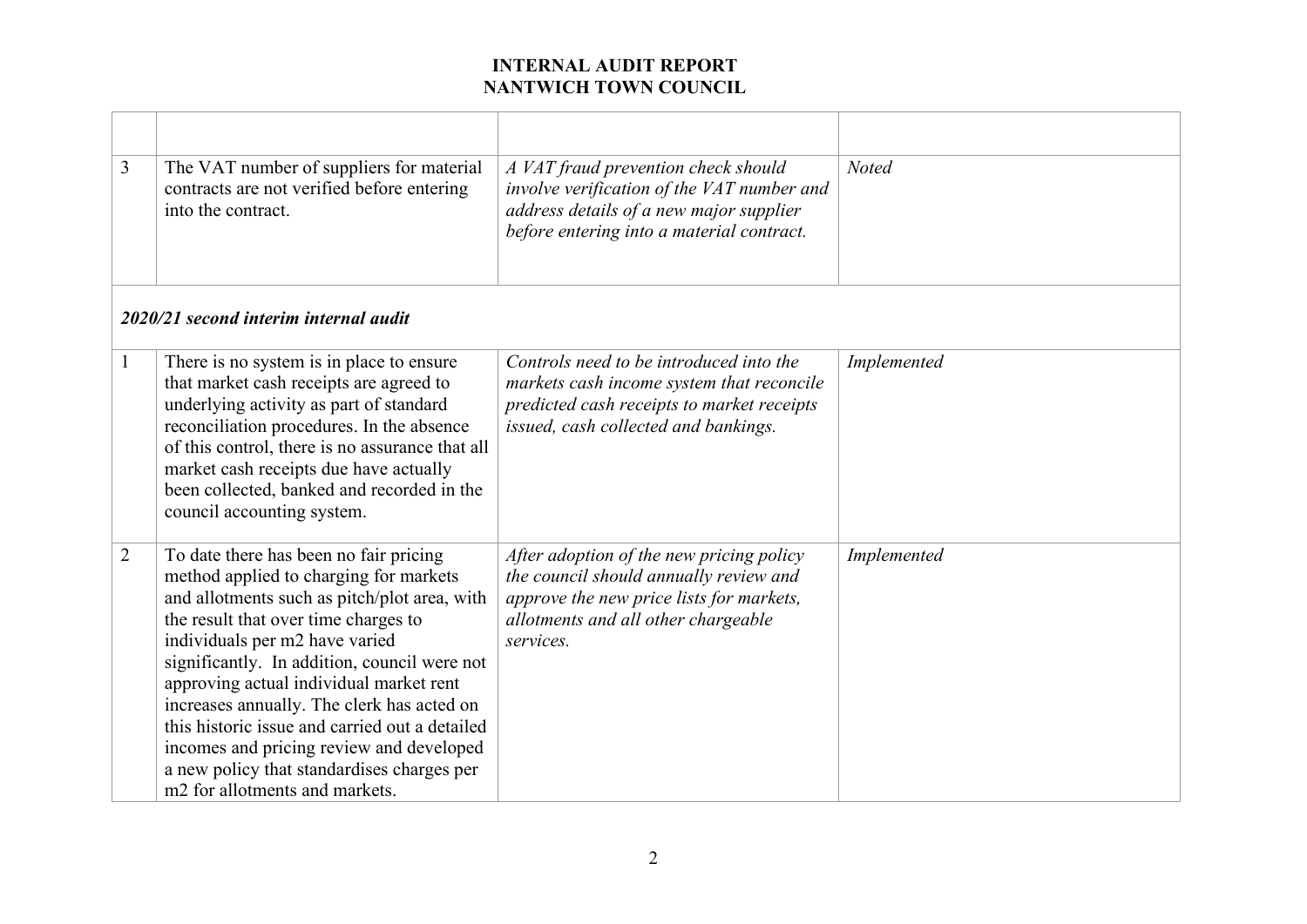# INTERNAL AUDIT REPORT
# NANTWICH TOWN COUNCIL

| | | | |
|---|---|---|---|
| 3 | The VAT number of suppliers for material contracts are not verified before entering into the contract. | *A VAT fraud prevention check should involve verification of the VAT number and address details of a new major supplier before entering into a material contract.* | *Noted* |
| ***2020/21 second interim internal audit*** | | | |
| 1 | There is no system is in place to ensure that market cash receipts are agreed to underlying activity as part of standard reconciliation procedures. In the absence of this control, there is no assurance that all market cash receipts due have actually been collected, banked and recorded in the council accounting system. | *Controls need to be introduced into the markets cash income system that reconcile predicted cash receipts to market receipts issued, cash collected and bankings.* | *Implemented* |
| 2 | To date there has been no fair pricing method applied to charging for markets and allotments such as pitch/plot area, with the result that over time charges to individuals per m2 have varied significantly. In addition, council were not approving actual individual market rent increases annually. The clerk has acted on this historic issue and carried out a detailed incomes and pricing review and developed a new policy that standardises charges per m2 for allotments and markets. | *After adoption of the new pricing policy the council should annually review and approve the new price lists for markets, allotments and all other chargeable services.* | *Implemented* |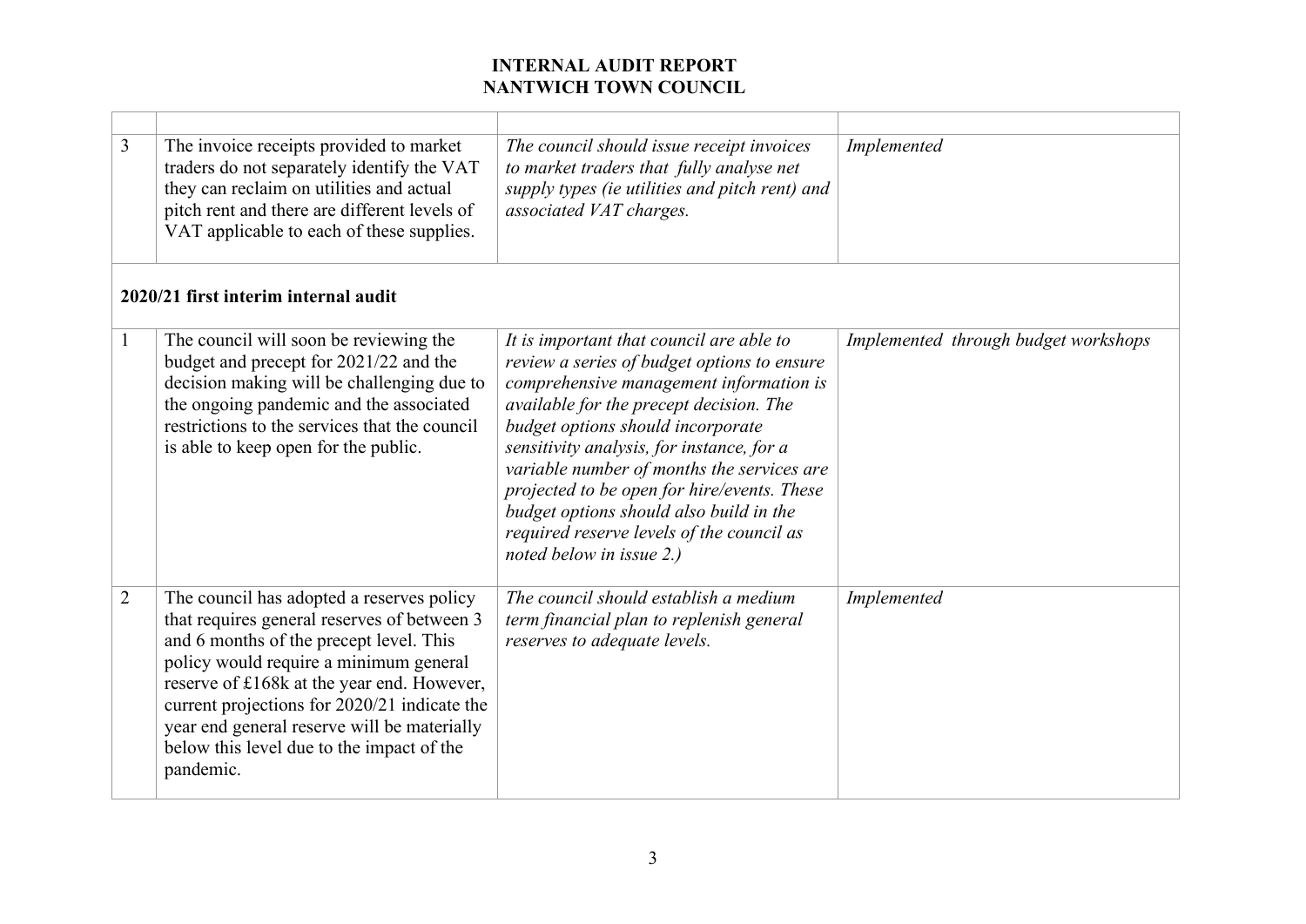# INTERNAL AUDIT REPORT
# NANTWICH TOWN COUNCIL

| | | | |
|---|---|---|---|
| 3 | The invoice receipts provided to market traders do not separately identify the VAT they can reclaim on utilities and actual pitch rent and there are different levels of VAT applicable to each of these supplies. | *The council should issue receipt invoices to market traders that fully analyse net supply types (ie utilities and pitch rent) and associated VAT charges.* | *Implemented* |
| **2020/21 first interim internal audit** | | | |
| 1 | The council will soon be reviewing the budget and precept for 2021/22 and the decision making will be challenging due to the ongoing pandemic and the associated restrictions to the services that the council is able to keep open for the public. | *It is important that council are able to review a series of budget options to ensure comprehensive management information is available for the precept decision. The budget options should incorporate sensitivity analysis, for instance, for a variable number of months the services are projected to be open for hire/events. These budget options should also build in the required reserve levels of the council as noted below in issue 2.)* | *Implemented through budget workshops* |
| 2 | The council has adopted a reserves policy that requires general reserves of between 3 and 6 months of the precept level. This policy would require a minimum general reserve of £168k at the year end. However, current projections for 2020/21 indicate the year end general reserve will be materially below this level due to the impact of the pandemic. | *The council should establish a medium term financial plan to replenish general reserves to adequate levels.* | *Implemented* |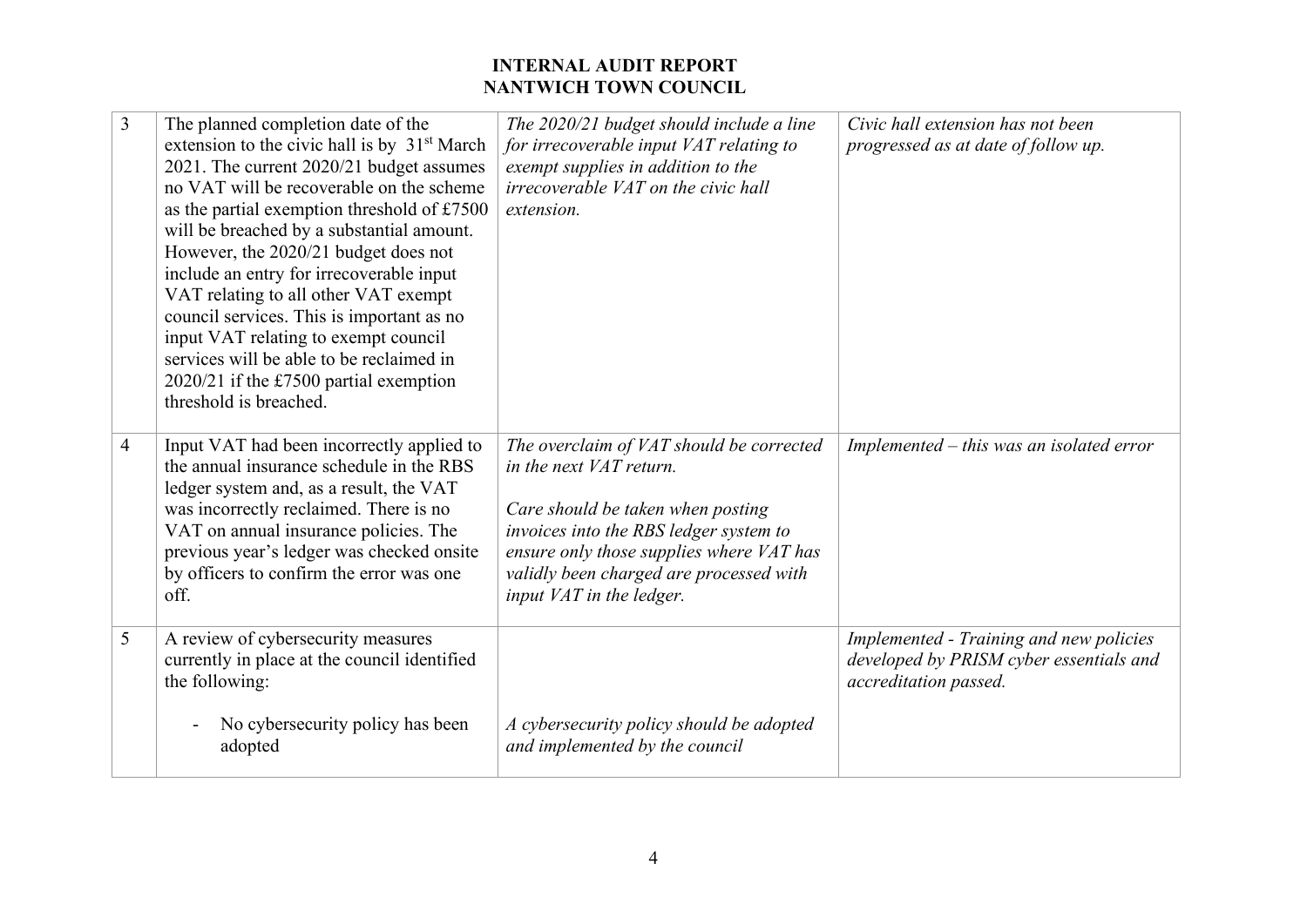# INTERNAL AUDIT REPORT
# NANTWICH TOWN COUNCIL

| | | | |
|---|---|---|---|
| 3 | The planned completion date of the extension to the civic hall is by 31st March 2021. The current 2020/21 budget assumes no VAT will be recoverable on the scheme as the partial exemption threshold of £7500 will be breached by a substantial amount. However, the 2020/21 budget does not include an entry for irrecoverable input VAT relating to all other VAT exempt council services. This is important as no input VAT relating to exempt council services will be able to be reclaimed in 2020/21 if the £7500 partial exemption threshold is breached. | *The 2020/21 budget should include a line for irrecoverable input VAT relating to exempt supplies in addition to the irrecoverable VAT on the civic hall extension.* | *Civic hall extension has not been progressed as at date of follow up.* |
| 4 | Input VAT had been incorrectly applied to the annual insurance schedule in the RBS ledger system and, as a result, the VAT was incorrectly reclaimed. There is no VAT on annual insurance policies. The previous year's ledger was checked onsite by officers to confirm the error was one off. | *The overclaim of VAT should be corrected in the next VAT return.*<br><br>*Care should be taken when posting invoices into the RBS ledger system to ensure only those supplies where VAT has validly been charged are processed with input VAT in the ledger.* | *Implemented – this was an isolated error* |
| 5 | A review of cybersecurity measures currently in place at the council identified the following:<br><br>- No cybersecurity policy has been adopted | <br><br><br>*A cybersecurity policy should be adopted and implemented by the council* | *Implemented - Training and new policies developed by PRISM cyber essentials and accreditation passed.* |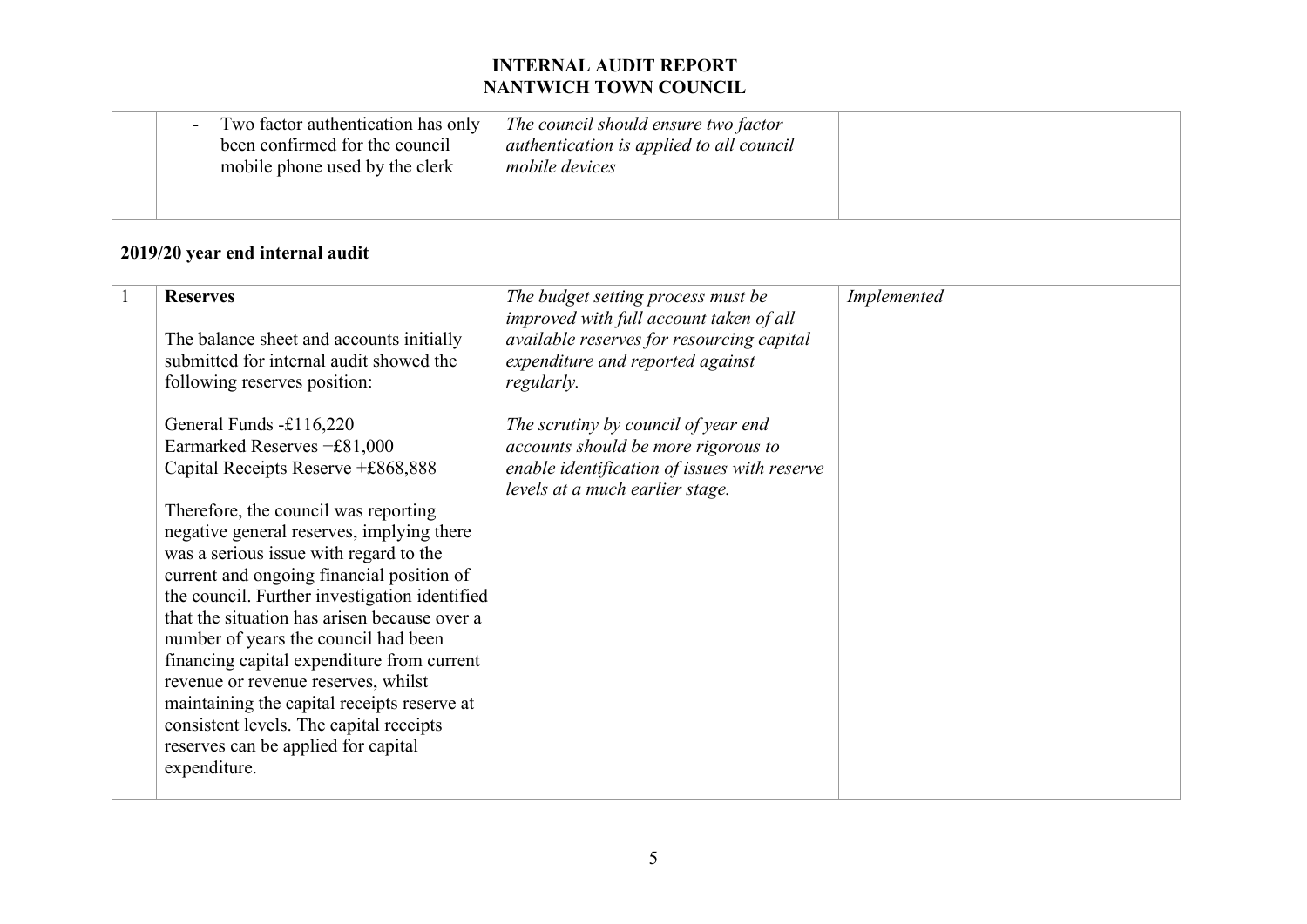# INTERNAL AUDIT REPORT
# NANTWICH TOWN COUNCIL

| | | | |
|---|---|---|---|
| | - Two factor authentication has only been confirmed for the council mobile phone used by the clerk | *The council should ensure two factor authentication is applied to all council mobile devices* | |
| **2019/20 year end internal audit** | | | |
| 1 | **Reserves**<br><br>The balance sheet and accounts initially submitted for internal audit showed the following reserves position:<br><br>General Funds -£116,220<br>Earmarked Reserves +£81,000<br>Capital Receipts Reserve +£868,888<br><br>Therefore, the council was reporting negative general reserves, implying there was a serious issue with regard to the current and ongoing financial position of the council. Further investigation identified that the situation has arisen because over a number of years the council had been financing capital expenditure from current revenue or revenue reserves, whilst maintaining the capital receipts reserve at consistent levels. The capital receipts reserves can be applied for capital expenditure. | *The budget setting process must be improved with full account taken of all available reserves for resourcing capital expenditure and reported against regularly.*<br><br>*The scrutiny by council of year end accounts should be more rigorous to enable identification of issues with reserve levels at a much earlier stage.* | *Implemented* |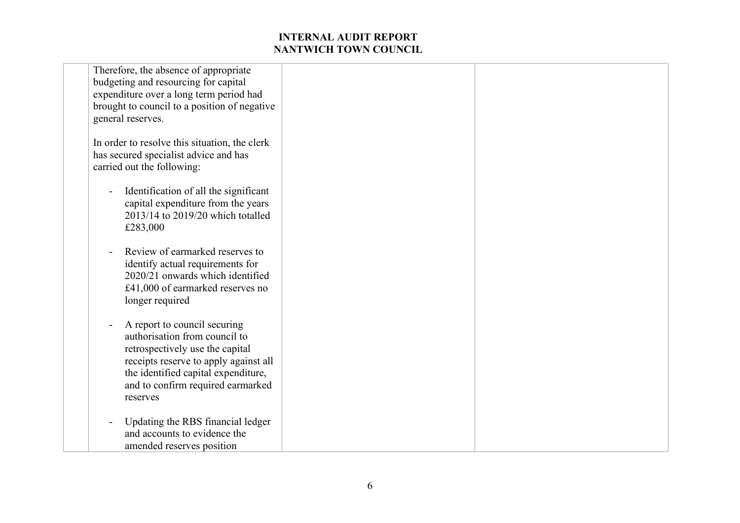| | | | |
|---|---|---|---|
| | Therefore, the absence of appropriate budgeting and resourcing for capital expenditure over a long term period had brought to council to a position of negative general reserves.<br><br>In order to resolve this situation, the clerk has secured specialist advice and has carried out the following:<br><br>- Identification of all the significant capital expenditure from the years 2013/14 to 2019/20 which totalled £283,000<br><br>- Review of earmarked reserves to identify actual requirements for 2020/21 onwards which identified £41,000 of earmarked reserves no longer required<br><br>- A report to council securing authorisation from council to retrospectively use the capital receipts reserve to apply against all the identified capital expenditure, and to confirm required earmarked reserves<br><br>- Updating the RBS financial ledger and accounts to evidence the amended reserves position | | |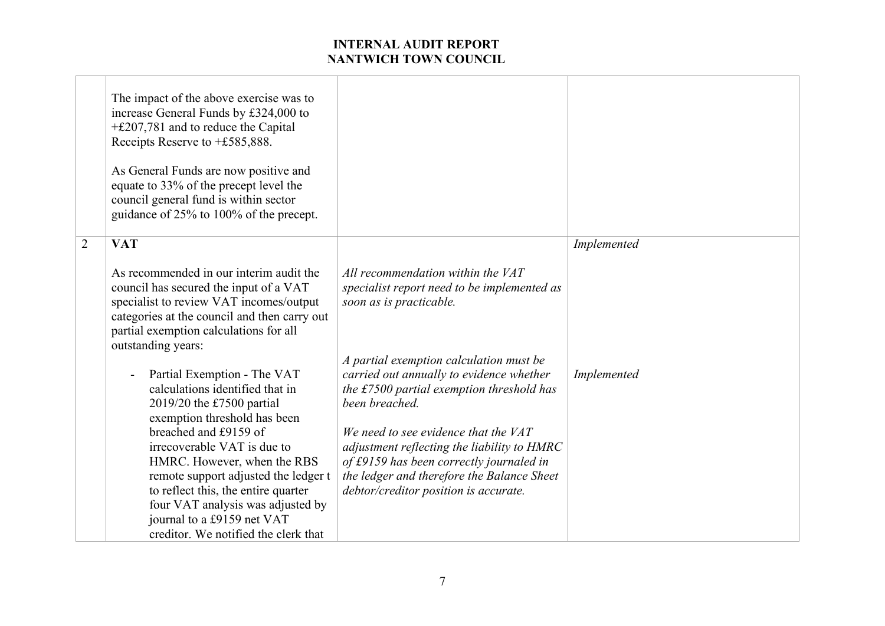# INTERNAL AUDIT REPORT
# NANTWICH TOWN COUNCIL

| | | | |
|---|---|---|---|
| | The impact of the above exercise was to increase General Funds by £324,000 to +£207,781 and to reduce the Capital Receipts Reserve to +£585,888.<br><br>As General Funds are now positive and equate to 33% of the precept level the council general fund is within sector guidance of 25% to 100% of the precept. | | |
| 2 | **VAT**<br><br>As recommended in our interim audit the council has secured the input of a VAT specialist to review VAT incomes/output categories at the council and then carry out partial exemption calculations for all outstanding years:<br><br>- Partial Exemption - The VAT calculations identified that in 2019/20 the £7500 partial exemption threshold has been breached and £9159 of irrecoverable VAT is due to HMRC. However, when the RBS remote support adjusted the ledger t to reflect this, the entire quarter four VAT analysis was adjusted by journal to a £9159 net VAT creditor. We notified the clerk that | *All recommendation within the VAT specialist report need to be implemented as soon as is practicable.*<br><br>*A partial exemption calculation must be carried out annually to evidence whether the £7500 partial exemption threshold has been breached.*<br><br>*We need to see evidence that the VAT adjustment reflecting the liability to HMRC of £9159 has been correctly journaled in the ledger and therefore the Balance Sheet debtor/creditor position is accurate.* | *Implemented*<br><br>*Implemented* |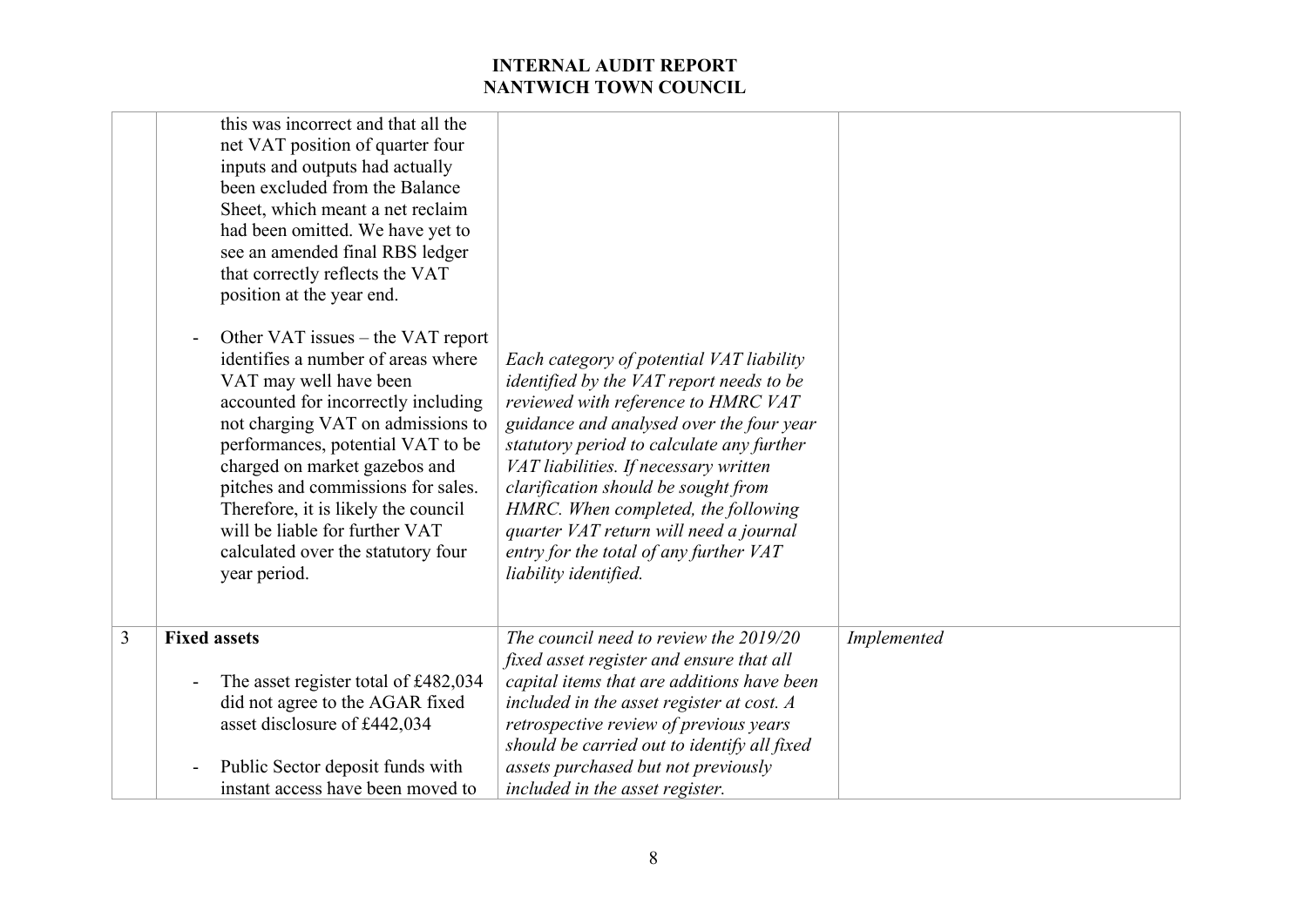| | | | |
|---|---|---|---|
| | this was incorrect and that all the net VAT position of quarter four inputs and outputs had actually been excluded from the Balance Sheet, which meant a net reclaim had been omitted. We have yet to see an amended final RBS ledger that correctly reflects the VAT position at the year end.<br><br>- Other VAT issues – the VAT report identifies a number of areas where VAT may well have been accounted for incorrectly including not charging VAT on admissions to performances, potential VAT to be charged on market gazebos and pitches and commissions for sales. Therefore, it is likely the council will be liable for further VAT calculated over the statutory four year period. | *Each category of potential VAT liability identified by the VAT report needs to be reviewed with reference to HMRC VAT guidance and analysed over the four year statutory period to calculate any further VAT liabilities. If necessary written clarification should be sought from HMRC. When completed, the following quarter VAT return will need a journal entry for the total of any further VAT liability identified.* | |
| 3 | **Fixed assets**<br><br>- The asset register total of £482,034 did not agree to the AGAR fixed asset disclosure of £442,034<br><br>- Public Sector deposit funds with instant access have been moved to | *The council need to review the 2019/20 fixed asset register and ensure that all capital items that are additions have been included in the asset register at cost. A retrospective review of previous years should be carried out to identify all fixed assets purchased but not previously included in the asset register.* | *Implemented* |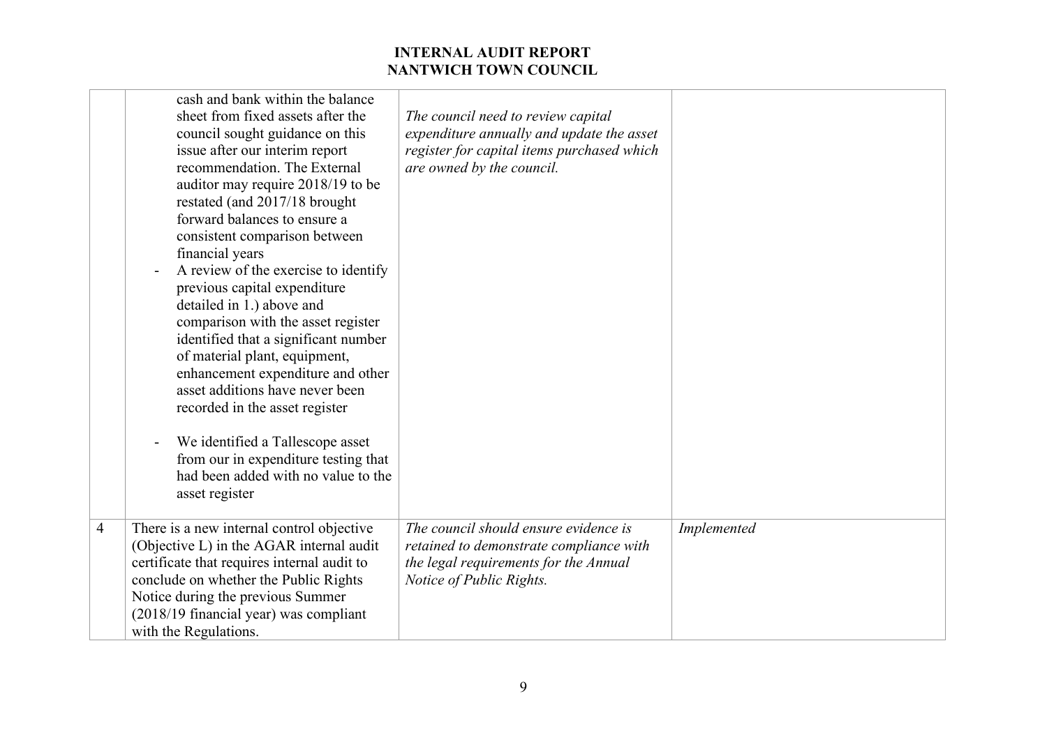| | | | |
|---|---|---|---|
| | cash and bank within the balance sheet from fixed assets after the council sought guidance on this issue after our interim report recommendation. The External auditor may require 2018/19 to be restated (and 2017/18 brought forward balances to ensure a consistent comparison between financial years<br>- A review of the exercise to identify previous capital expenditure detailed in 1.) above and comparison with the asset register identified that a significant number of material plant, equipment, enhancement expenditure and other asset additions have never been recorded in the asset register<br>- We identified a Tallescope asset from our in expenditure testing that had been added with no value to the asset register | *The council need to review capital expenditure annually and update the asset register for capital items purchased which are owned by the council.* | |
| 4 | There is a new internal control objective (Objective L) in the AGAR internal audit certificate that requires internal audit to conclude on whether the Public Rights Notice during the previous Summer (2018/19 financial year) was compliant with the Regulations. | *The council should ensure evidence is retained to demonstrate compliance with the legal requirements for the Annual Notice of Public Rights.* | *Implemented* |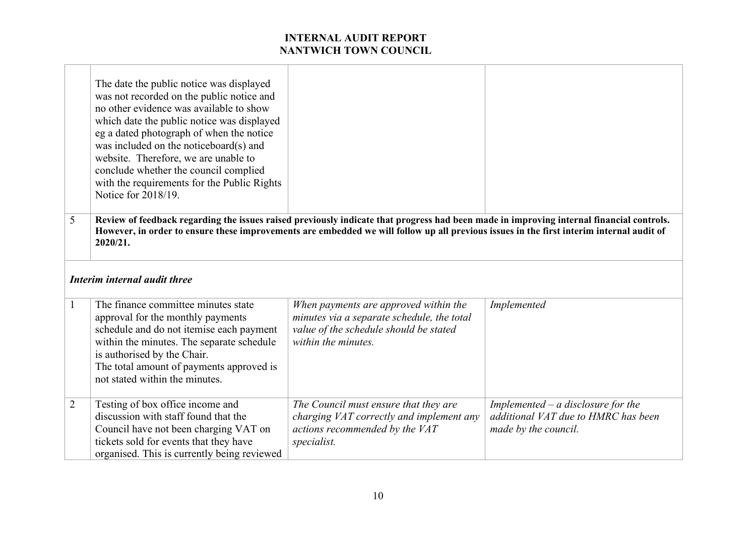| | | | |
|---|---|---|---|
| | The date the public notice was displayed was not recorded on the public notice and no other evidence was available to show which date the public notice was displayed eg a dated photograph of when the notice was included on the noticeboard(s) and website. Therefore, we are unable to conclude whether the council complied with the requirements for the Public Rights Notice for 2018/19. | | |
| 5 | **Review of feedback regarding the issues raised previously indicate that progress had been made in improving internal financial controls. However, in order to ensure these improvements are embedded we will follow up all previous issues in the first interim internal audit of 2020/21.** | | |
| ***Interim internal audit three*** | | | |
| 1 | The finance committee minutes state approval for the monthly payments schedule and do not itemise each payment within the minutes. The separate schedule is authorised by the Chair.<br>The total amount of payments approved is not stated within the minutes. | *When payments are approved within the minutes via a separate schedule, the total value of the schedule should be stated within the minutes.* | *Implemented* |
| 2 | Testing of box office income and discussion with staff found that the Council have not been charging VAT on tickets sold for events that they have organised. This is currently being reviewed | *The Council must ensure that they are charging VAT correctly and implement any actions recommended by the VAT specialist.* | *Implemented – a disclosure for the additional VAT due to HMRC has been made by the council.* |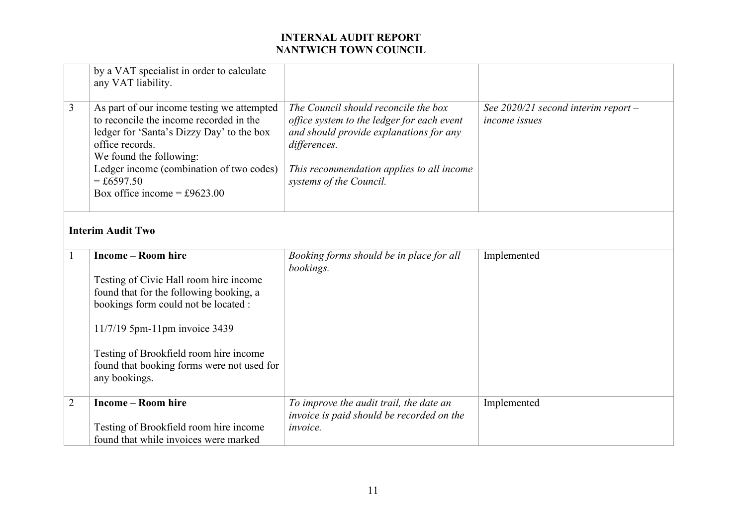| | | | |
|---|---|---|---|
| | by a VAT specialist in order to calculate any VAT liability. | | |
| 3 | As part of our income testing we attempted to reconcile the income recorded in the ledger for 'Santa's Dizzy Day' to the box office records.<br>We found the following:<br>Ledger income (combination of two codes) = £6597.50<br>Box office income = £9623.00 | *The Council should reconcile the box office system to the ledger for each event and should provide explanations for any differences.*<br><br>*This recommendation applies to all income systems of the Council.* | *See 2020/21 second interim report – income issues* |
| **Interim Audit Two** | | | |
| 1 | **Income – Room hire**<br><br>Testing of Civic Hall room hire income found that for the following booking, a bookings form could not be located :<br><br>11/7/19 5pm-11pm invoice 3439<br><br>Testing of Brookfield room hire income found that booking forms were not used for any bookings. | *Booking forms should be in place for all bookings.* | Implemented |
| 2 | **Income – Room hire**<br><br>Testing of Brookfield room hire income found that while invoices were marked | *To improve the audit trail, the date an invoice is paid should be recorded on the invoice.* | Implemented |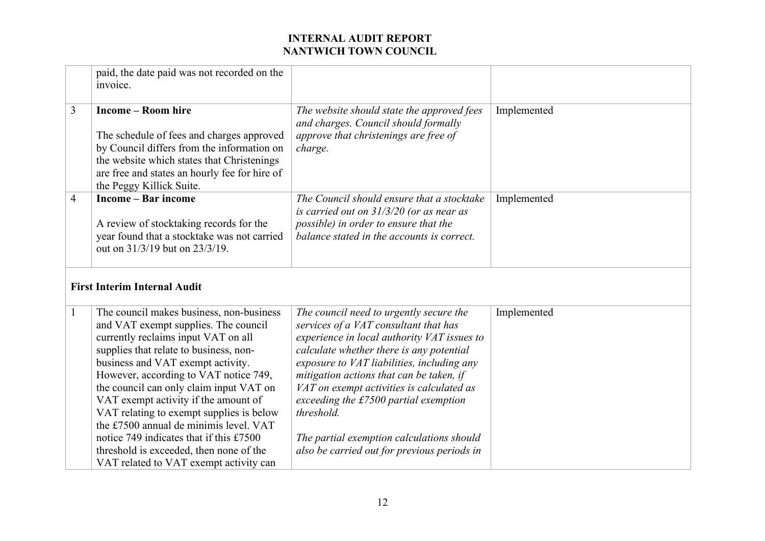| | | | |
|---|---|---|---|
| | paid, the date paid was not recorded on the invoice. | | |
| 3 | **Income – Room hire**<br><br>The schedule of fees and charges approved by Council differs from the information on the website which states that Christenings are free and states an hourly fee for hire of the Peggy Killick Suite. | *The website should state the approved fees and charges. Council should formally approve that christenings are free of charge.* | Implemented |
| 4 | **Income – Bar income**<br><br>A review of stocktaking records for the year found that a stocktake was not carried out on 31/3/19 but on 23/3/19. | *The Council should ensure that a stocktake is carried out on 31/3/20 (or as near as possible) in order to ensure that the balance stated in the accounts is correct.* | Implemented |
| **First Interim Internal Audit** | | | |
| 1 | The council makes business, non-business and VAT exempt supplies. The council currently reclaims input VAT on all supplies that relate to business, non-business and VAT exempt activity. However, according to VAT notice 749, the council can only claim input VAT on VAT exempt activity if the amount of VAT relating to exempt supplies is below the £7500 annual de minimis level. VAT notice 749 indicates that if this £7500 threshold is exceeded, then none of the VAT related to VAT exempt activity can | *The council need to urgently secure the services of a VAT consultant that has experience in local authority VAT issues to calculate whether there is any potential exposure to VAT liabilities, including any mitigation actions that can be taken, if VAT on exempt activities is calculated as exceeding the £7500 partial exemption threshold.*<br><br>*The partial exemption calculations should also be carried out for previous periods in* | Implemented |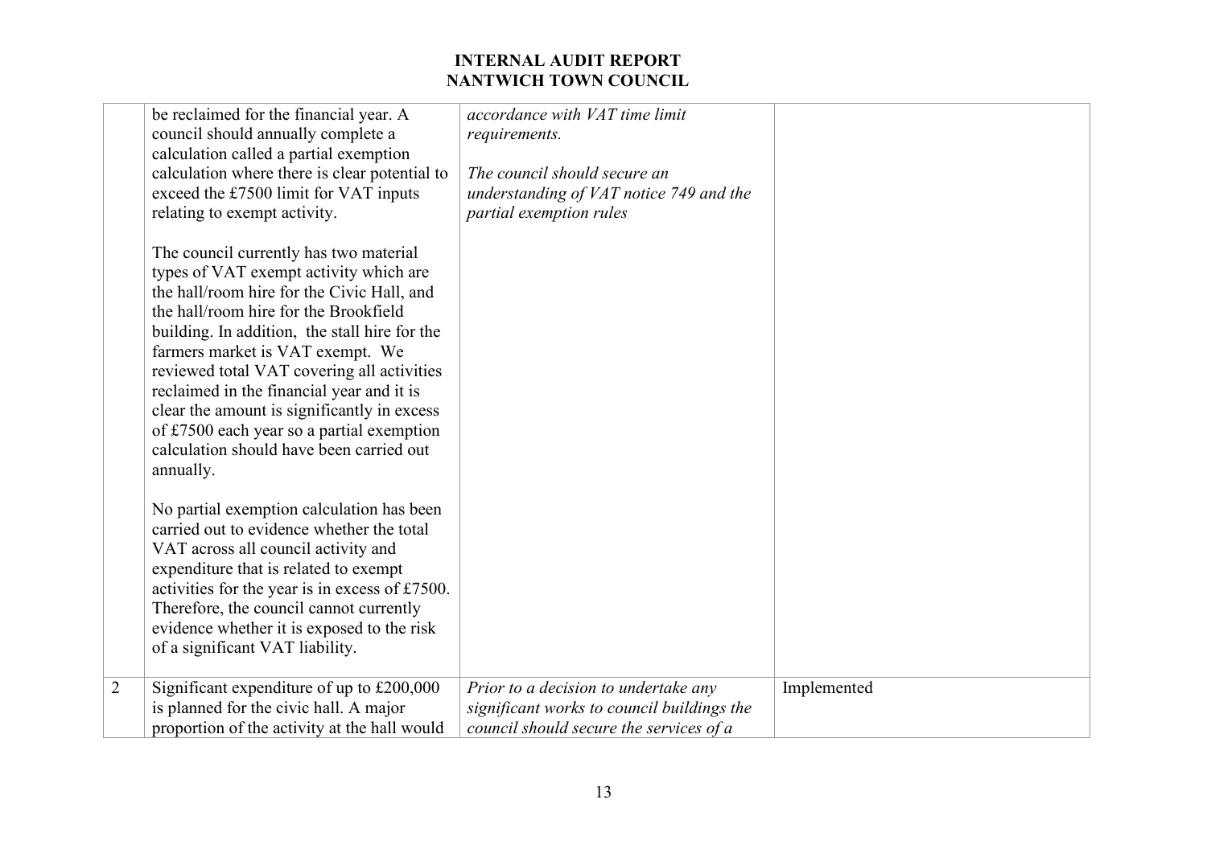| | | | |
|---|---|---|---|
| | be reclaimed for the financial year. A council should annually complete a calculation called a partial exemption calculation where there is clear potential to exceed the £7500 limit for VAT inputs relating to exempt activity.<br><br>The council currently has two material types of VAT exempt activity which are the hall/room hire for the Civic Hall, and the hall/room hire for the Brookfield building. In addition, the stall hire for the farmers market is VAT exempt. We reviewed total VAT covering all activities reclaimed in the financial year and it is clear the amount is significantly in excess of £7500 each year so a partial exemption calculation should have been carried out annually.<br><br>No partial exemption calculation has been carried out to evidence whether the total VAT across all council activity and expenditure that is related to exempt activities for the year is in excess of £7500. Therefore, the council cannot currently evidence whether it is exposed to the risk of a significant VAT liability. | *accordance with VAT time limit requirements.*<br><br>*The council should secure an understanding of VAT notice 749 and the partial exemption rules* | |
| 2 | Significant expenditure of up to £200,000 is planned for the civic hall. A major proportion of the activity at the hall would | *Prior to a decision to undertake any significant works to council buildings the council should secure the services of a* | Implemented |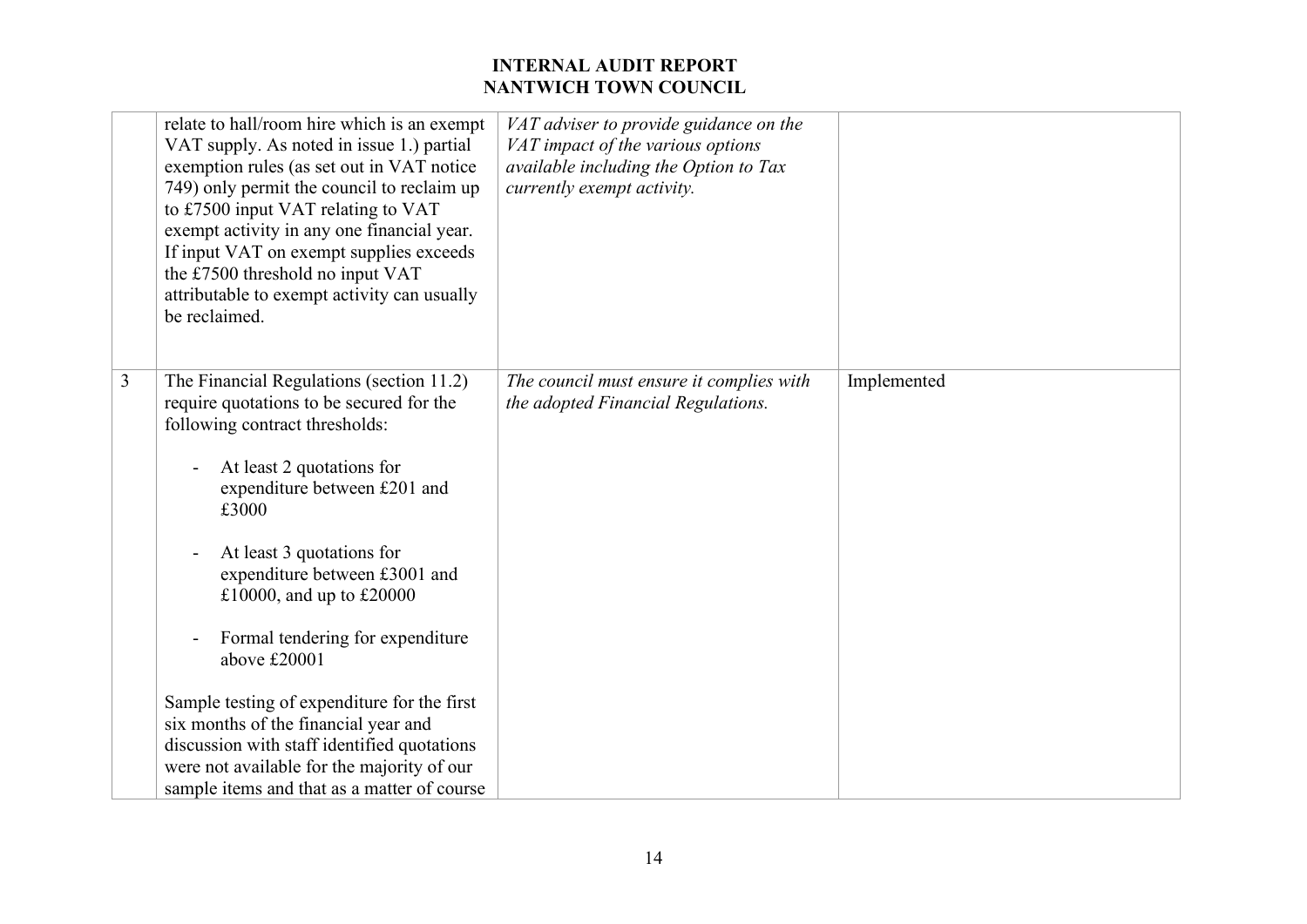| | | | |
|---|---|---|---|
| | relate to hall/room hire which is an exempt VAT supply. As noted in issue 1.) partial exemption rules (as set out in VAT notice 749) only permit the council to reclaim up to £7500 input VAT relating to VAT exempt activity in any one financial year. If input VAT on exempt supplies exceeds the £7500 threshold no input VAT attributable to exempt activity can usually be reclaimed. | *VAT adviser to provide guidance on the VAT impact of the various options available including the Option to Tax currently exempt activity.* | |
| 3 | The Financial Regulations (section 11.2) require quotations to be secured for the following contract thresholds:<br><br>- At least 2 quotations for expenditure between £201 and £3000<br><br>- At least 3 quotations for expenditure between £3001 and £10000, and up to £20000<br><br>- Formal tendering for expenditure above £20001<br><br>Sample testing of expenditure for the first six months of the financial year and discussion with staff identified quotations were not available for the majority of our sample items and that as a matter of course | *The council must ensure it complies with the adopted Financial Regulations.* | Implemented |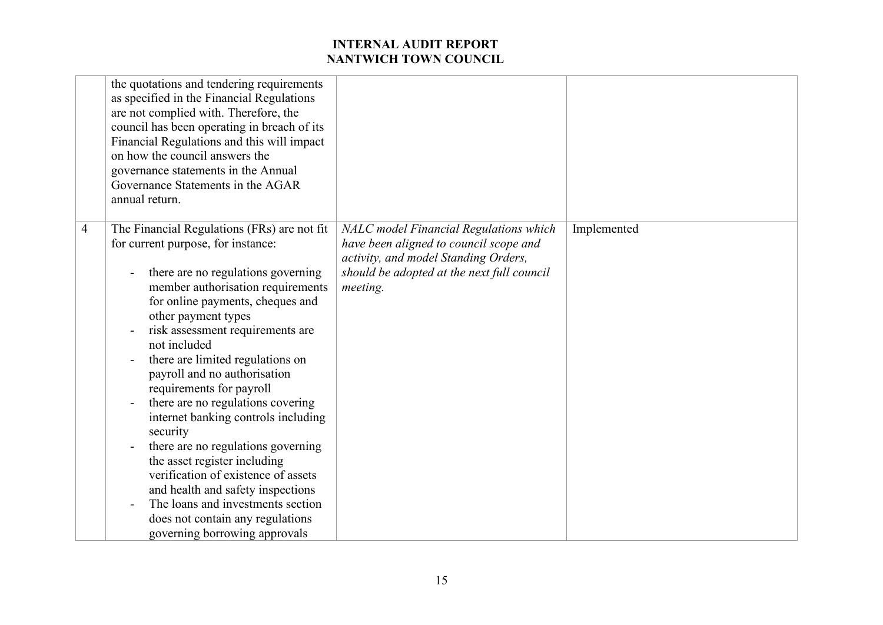| | | | |
|---|---|---|---|
| | the quotations and tendering requirements as specified in the Financial Regulations are not complied with. Therefore, the council has been operating in breach of its Financial Regulations and this will impact on how the council answers the governance statements in the Annual Governance Statements in the AGAR annual return. | | |
| 4 | The Financial Regulations (FRs) are not fit for current purpose, for instance:<br><br>- there are no regulations governing member authorisation requirements for online payments, cheques and other payment types<br>- risk assessment requirements are not included<br>- there are limited regulations on payroll and no authorisation requirements for payroll<br>- there are no regulations covering internet banking controls including security<br>- there are no regulations governing the asset register including verification of existence of assets and health and safety inspections<br>- The loans and investments section does not contain any regulations governing borrowing approvals | *NALC model Financial Regulations which have been aligned to council scope and activity, and model Standing Orders, should be adopted at the next full council meeting.* | Implemented |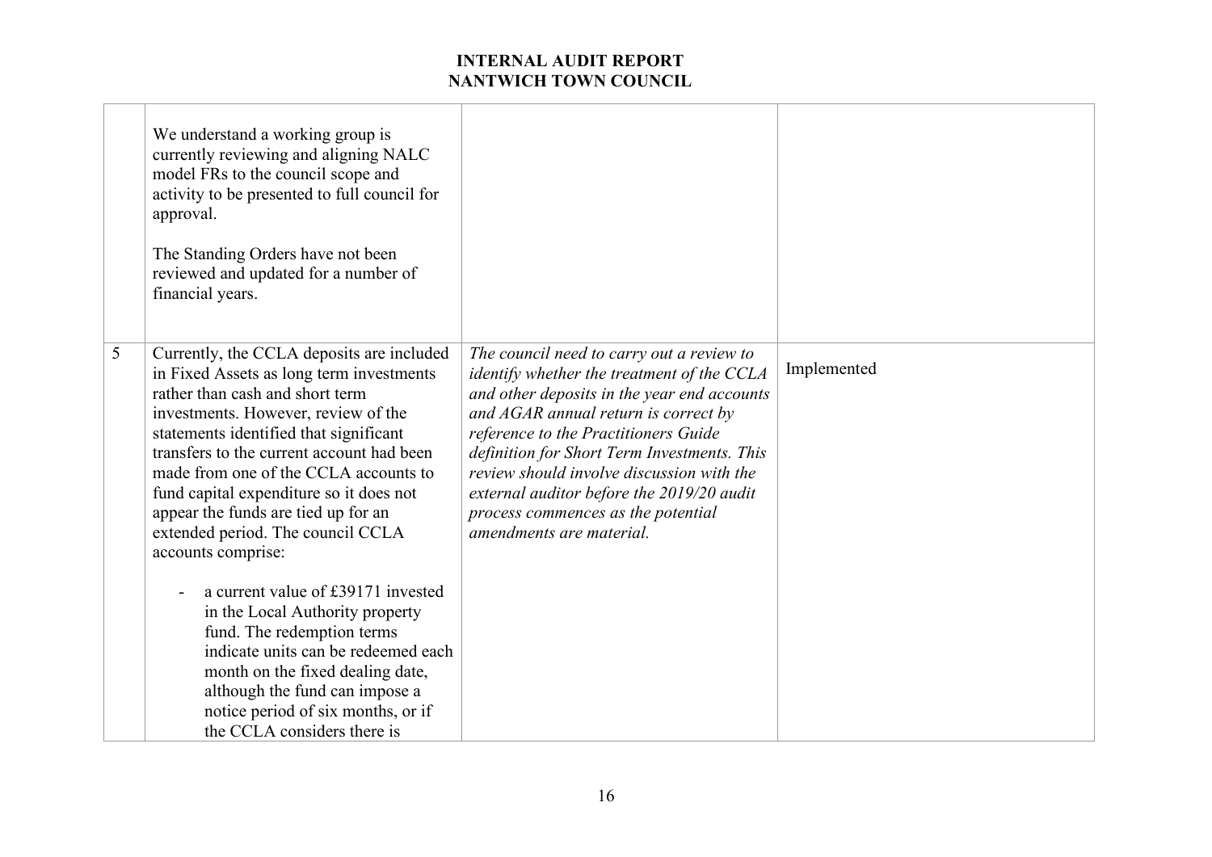| | | | |
|---|---|---|---|
| | We understand a working group is currently reviewing and aligning NALC model FRs to the council scope and activity to be presented to full council for approval.<br><br>The Standing Orders have not been reviewed and updated for a number of financial years. | | |
| 5 | Currently, the CCLA deposits are included in Fixed Assets as long term investments rather than cash and short term investments. However, review of the statements identified that significant transfers to the current account had been made from one of the CCLA accounts to fund capital expenditure so it does not appear the funds are tied up for an extended period. The council CCLA accounts comprise:<br><br>- a current value of £39171 invested in the Local Authority property fund. The redemption terms indicate units can be redeemed each month on the fixed dealing date, although the fund can impose a notice period of six months, or if the CCLA considers there is | *The council need to carry out a review to identify whether the treatment of the CCLA and other deposits in the year end accounts and AGAR annual return is correct by reference to the Practitioners Guide definition for Short Term Investments. This review should involve discussion with the external auditor before the 2019/20 audit process commences as the potential amendments are material.* | Implemented |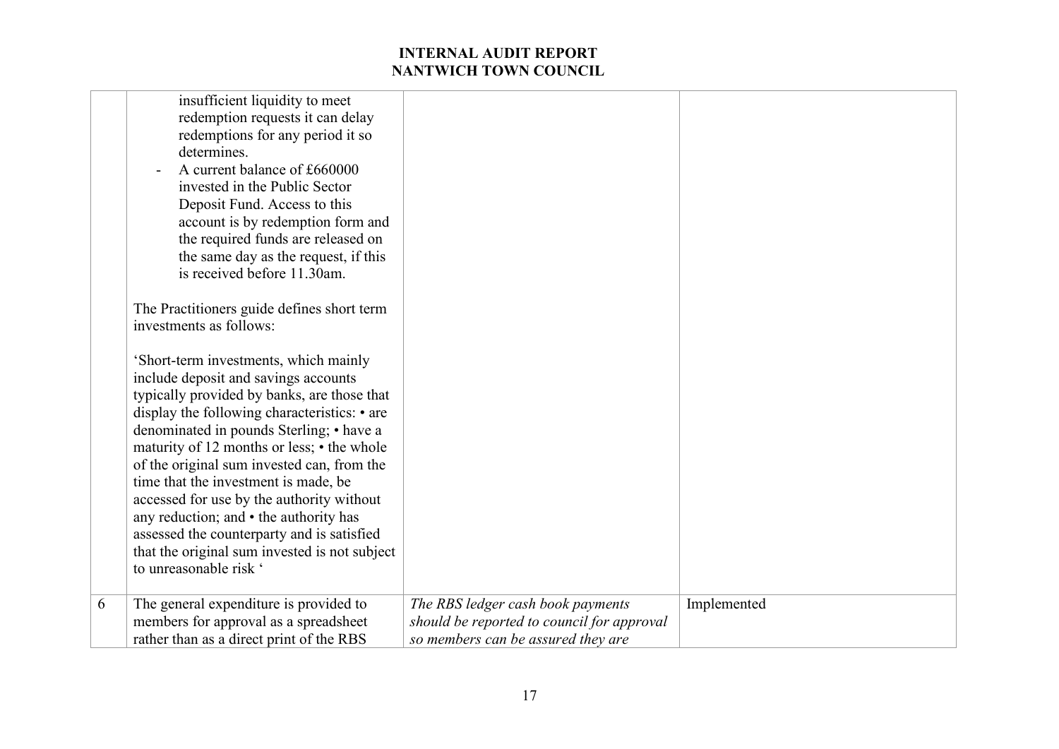| | | | |
|---|---|---|---|
| | insufficient liquidity to meet redemption requests it can delay redemptions for any period it so determines.<br>- A current balance of £660000 invested in the Public Sector Deposit Fund. Access to this account is by redemption form and the required funds are released on the same day as the request, if this is received before 11.30am.<br><br>The Practitioners guide defines short term investments as follows:<br><br>'Short-term investments, which mainly include deposit and savings accounts typically provided by banks, are those that display the following characteristics: • are denominated in pounds Sterling; • have a maturity of 12 months or less; • the whole of the original sum invested can, from the time that the investment is made, be accessed for use by the authority without any reduction; and • the authority has assessed the counterparty and is satisfied that the original sum invested is not subject to unreasonable risk ' | | |
| 6 | The general expenditure is provided to members for approval as a spreadsheet rather than as a direct print of the RBS | *The RBS ledger cash book payments should be reported to council for approval so members can be assured they are* | Implemented |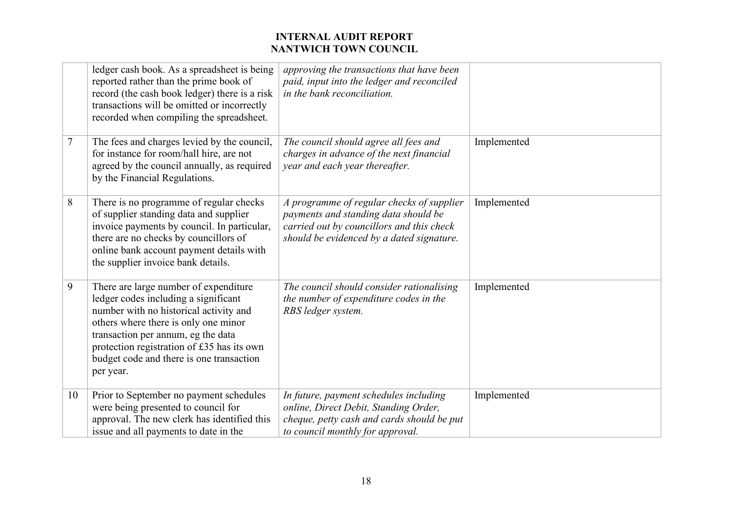| | | | |
|---|---|---|---|
| | ledger cash book. As a spreadsheet is being reported rather than the prime book of record (the cash book ledger) there is a risk transactions will be omitted or incorrectly recorded when compiling the spreadsheet. | *approving the transactions that have been paid, input into the ledger and reconciled in the bank reconciliation.* | |
| 7 | The fees and charges levied by the council, for instance for room/hall hire, are not agreed by the council annually, as required by the Financial Regulations. | *The council should agree all fees and charges in advance of the next financial year and each year thereafter.* | Implemented |
| 8 | There is no programme of regular checks of supplier standing data and supplier invoice payments by council. In particular, there are no checks by councillors of online bank account payment details with the supplier invoice bank details. | *A programme of regular checks of supplier payments and standing data should be carried out by councillors and this check should be evidenced by a dated signature.* | Implemented |
| 9 | There are large number of expenditure ledger codes including a significant number with no historical activity and others where there is only one minor transaction per annum, eg the data protection registration of £35 has its own budget code and there is one transaction per year. | *The council should consider rationalising the number of expenditure codes in the RBS ledger system.* | Implemented |
| 10 | Prior to September no payment schedules were being presented to council for approval. The new clerk has identified this issue and all payments to date in the | *In future, payment schedules including online, Direct Debit, Standing Order, cheque, petty cash and cards should be put to council monthly for approval.* | Implemented |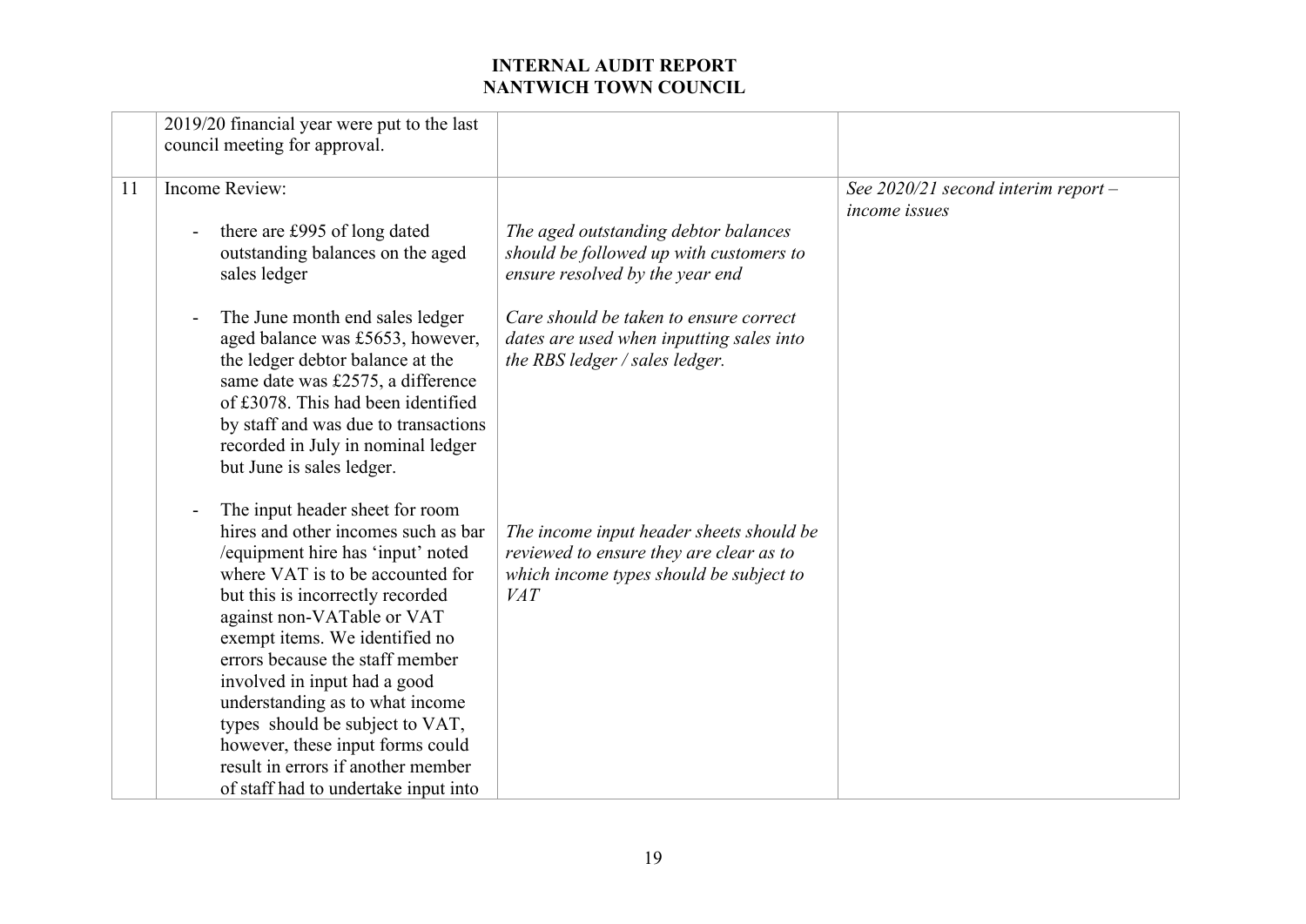| | | | |
|---|---|---|---|
| | 2019/20 financial year were put to the last council meeting for approval. | | |
| 11 | Income Review:<br><br>- there are £995 of long dated outstanding balances on the aged sales ledger<br><br>- The June month end sales ledger aged balance was £5653, however, the ledger debtor balance at the same date was £2575, a difference of £3078. This had been identified by staff and was due to transactions recorded in July in nominal ledger but June is sales ledger.<br><br>- The input header sheet for room hires and other incomes such as bar /equipment hire has 'input' noted where VAT is to be accounted for but this is incorrectly recorded against non-VATable or VAT exempt items. We identified no errors because the staff member involved in input had a good understanding as to what income types should be subject to VAT, however, these input forms could result in errors if another member of staff had to undertake input into | *The aged outstanding debtor balances should be followed up with customers to ensure resolved by the year end*<br><br>*Care should be taken to ensure correct dates are used when inputting sales into the RBS ledger / sales ledger.*<br><br>*The income input header sheets should be reviewed to ensure they are clear as to which income types should be subject to VAT* | *See 2020/21 second interim report – income issues* |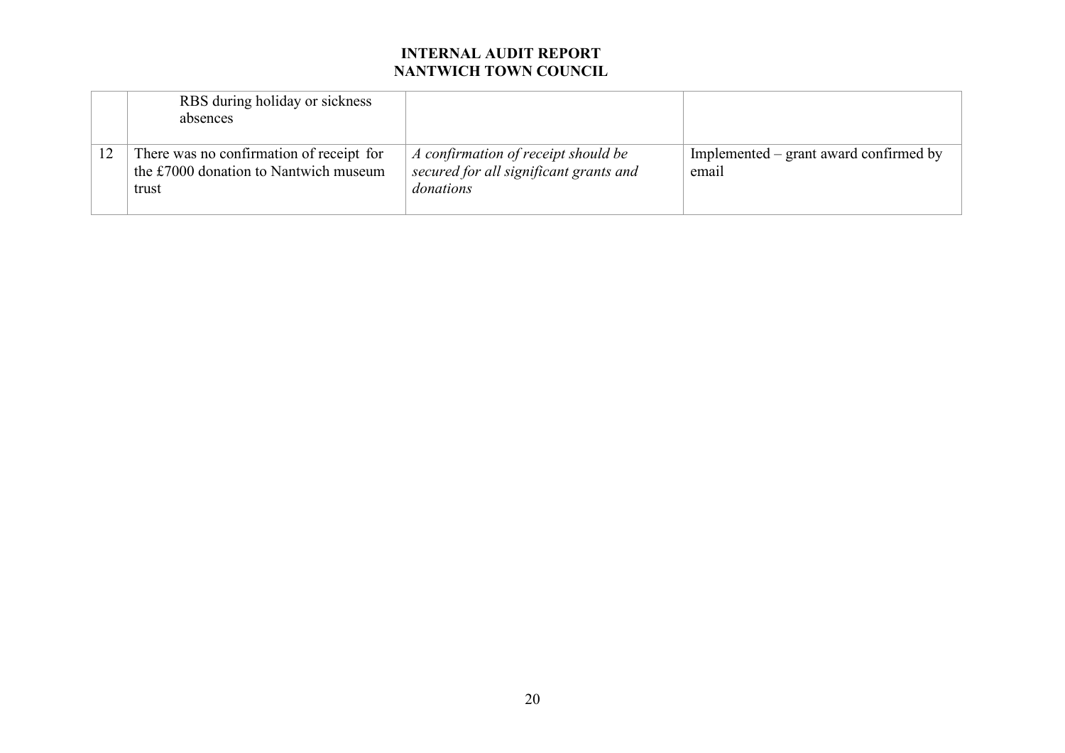| | | | |
|---|---|---|---|
| | RBS during holiday or sickness absences | | |
| 12 | There was no confirmation of receipt for the £7000 donation to Nantwich museum trust | *A confirmation of receipt should be secured for all significant grants and donations* | Implemented – grant award confirmed by email |